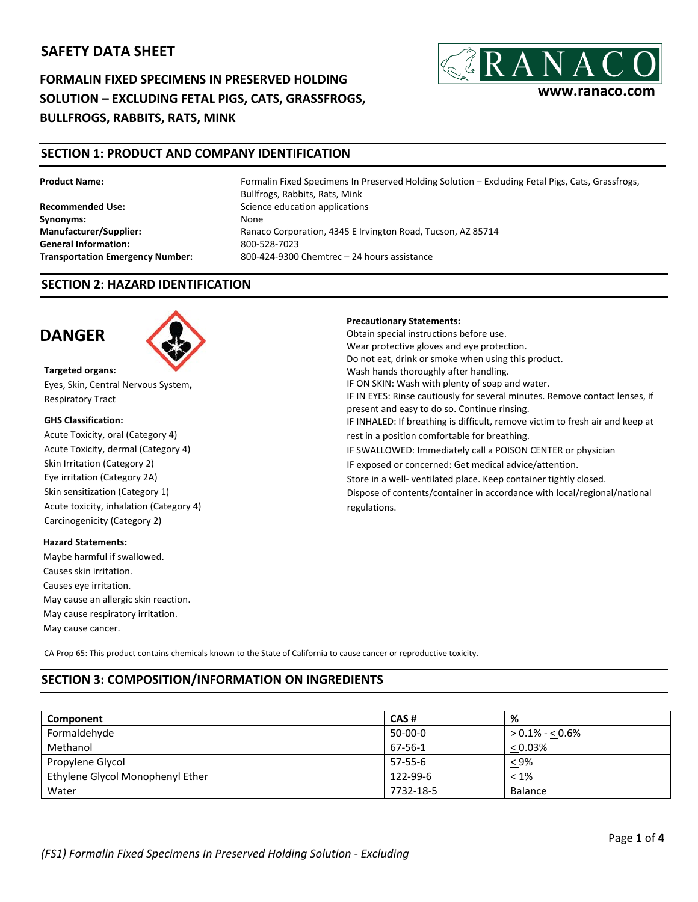# SAFETY DATA SHEET

**FORMALIN FIXED SPECIMENS IN PRESERVED HOLDING SOLUTION – EXCLUDING FETAL PIGS, CATS, GRASSFROGS, BULLFROGS, RABBITS, RATS, MINK**

RANACO
www.ranaco.com

## SECTION 1: PRODUCT AND COMPANY IDENTIFICATION

**Product Name:** Formalin Fixed Specimens In Preserved Holding Solution – Excluding Fetal Pigs, Cats, Grassfrogs, Bullfrogs, Rabbits, Rats, Mink
**Recommended Use:** Science education applications
**Synonyms:** None
**Manufacturer/Supplier:** Ranaco Corporation, 4345 E Irvington Road, Tucson, AZ 85714
**General Information:** 800-528-7023
**Transportation Emergency Number:** 800-424-9300 Chemtrec – 24 hours assistance

## SECTION 2: HAZARD IDENTIFICATION

## DANGER

**Targeted organs:**
Eyes, Skin, Central Nervous System, Respiratory Tract

**GHS Classification:**
Acute Toxicity, oral (Category 4)
Acute Toxicity, dermal (Category 4)
Skin Irritation (Category 2)
Eye irritation (Category 2A)
Skin sensitization (Category 1)
Acute toxicity, inhalation (Category 4)
Carcinogenicity (Category 2)

**Hazard Statements:**
Maybe harmful if swallowed.
Causes skin irritation.
Causes eye irritation.
May cause an allergic skin reaction.
May cause respiratory irritation.
May cause cancer.

**Precautionary Statements:**
Obtain special instructions before use.
Wear protective gloves and eye protection.
Do not eat, drink or smoke when using this product.
Wash hands thoroughly after handling.
IF ON SKIN: Wash with plenty of soap and water.
IF IN EYES: Rinse cautiously for several minutes. Remove contact lenses, if present and easy to do so. Continue rinsing.
IF INHALED: If breathing is difficult, remove victim to fresh air and keep at rest in a position comfortable for breathing.
IF SWALLOWED: Immediately call a POISON CENTER or physician
IF exposed or concerned: Get medical advice/attention.
Store in a well- ventilated place. Keep container tightly closed.
Dispose of contents/container in accordance with local/regional/national regulations.

CA Prop 65: This product contains chemicals known to the State of California to cause cancer or reproductive toxicity.

## SECTION 3: COMPOSITION/INFORMATION ON INGREDIENTS

| Component | CAS # | % |
|---|---|---|
| Formaldehyde | 50-00-0 | > 0.1% - ≤ 0.6% |
| Methanol | 67-56-1 | ≤ 0.03% |
| Propylene Glycol | 57-55-6 | ≤ 9% |
| Ethylene Glycol Monophenyl Ether | 122-99-6 | ≤ 1% |
| Water | 7732-18-5 | Balance |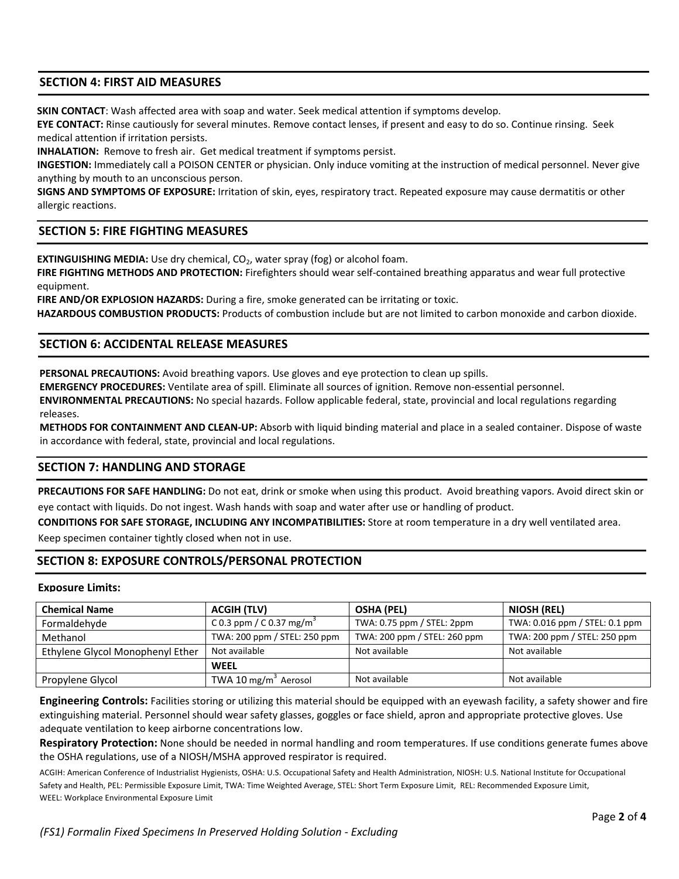## SECTION 4: FIRST AID MEASURES

**SKIN CONTACT**: Wash affected area with soap and water. Seek medical attention if symptoms develop.
**EYE CONTACT:** Rinse cautiously for several minutes. Remove contact lenses, if present and easy to do so. Continue rinsing. Seek medical attention if irritation persists.
**INHALATION:** Remove to fresh air. Get medical treatment if symptoms persist.
**INGESTION:** Immediately call a POISON CENTER or physician. Only induce vomiting at the instruction of medical personnel. Never give anything by mouth to an unconscious person.
**SIGNS AND SYMPTOMS OF EXPOSURE:** Irritation of skin, eyes, respiratory tract. Repeated exposure may cause dermatitis or other allergic reactions.

## SECTION 5: FIRE FIGHTING MEASURES

**EXTINGUISHING MEDIA:** Use dry chemical, $CO_2$, water spray (fog) or alcohol foam.
**FIRE FIGHTING METHODS AND PROTECTION:** Firefighters should wear self-contained breathing apparatus and wear full protective equipment.
**FIRE AND/OR EXPLOSION HAZARDS:** During a fire, smoke generated can be irritating or toxic.
**HAZARDOUS COMBUSTION PRODUCTS:** Products of combustion include but are not limited to carbon monoxide and carbon dioxide.

## SECTION 6: ACCIDENTAL RELEASE MEASURES

**PERSONAL PRECAUTIONS:** Avoid breathing vapors. Use gloves and eye protection to clean up spills.
**EMERGENCY PROCEDURES:** Ventilate area of spill. Eliminate all sources of ignition. Remove non-essential personnel.
**ENVIRONMENTAL PRECAUTIONS:** No special hazards. Follow applicable federal, state, provincial and local regulations regarding releases.
**METHODS FOR CONTAINMENT AND CLEAN-UP:** Absorb with liquid binding material and place in a sealed container. Dispose of waste in accordance with federal, state, provincial and local regulations.

## SECTION 7: HANDLING AND STORAGE

**PRECAUTIONS FOR SAFE HANDLING:** Do not eat, drink or smoke when using this product. Avoid breathing vapors. Avoid direct skin or eye contact with liquids. Do not ingest. Wash hands with soap and water after use or handling of product.
**CONDITIONS FOR SAFE STORAGE, INCLUDING ANY INCOMPATIBILITIES:** Store at room temperature in a dry well ventilated area. Keep specimen container tightly closed when not in use.

## SECTION 8: EXPOSURE CONTROLS/PERSONAL PROTECTION

**Exposure Limits:**

| Chemical Name | ACGIH (TLV) | OSHA (PEL) | NIOSH (REL) |
|---|---|---|---|
| Formaldehyde | C 0.3 ppm / C 0.37 mg/m$^3$ | TWA: 0.75 ppm / STEL: 2ppm | TWA: 0.016 ppm / STEL: 0.1 ppm |
| Methanol | TWA: 200 ppm / STEL: 250 ppm | TWA: 200 ppm / STEL: 260 ppm | TWA: 200 ppm / STEL: 250 ppm |
| Ethylene Glycol Monophenyl Ether | Not available | Not available | Not available |
| | **WEEL** | | |
| Propylene Glycol | TWA 10 mg/m$^3$ Aerosol | Not available | Not available |

**Engineering Controls:** Facilities storing or utilizing this material should be equipped with an eyewash facility, a safety shower and fire extinguishing material. Personnel should wear safety glasses, goggles or face shield, apron and appropriate protective gloves. Use adequate ventilation to keep airborne concentrations low.

**Respiratory Protection:** None should be needed in normal handling and room temperatures. If use conditions generate fumes above the OSHA regulations, use of a NIOSH/MSHA approved respirator is required.

ACGIH: American Conference of Industrialist Hygienists, OSHA: U.S. Occupational Safety and Health Administration, NIOSH: U.S. National Institute for Occupational Safety and Health, PEL: Permissible Exposure Limit, TWA: Time Weighted Average, STEL: Short Term Exposure Limit, REL: Recommended Exposure Limit, WEEL: Workplace Environmental Exposure Limit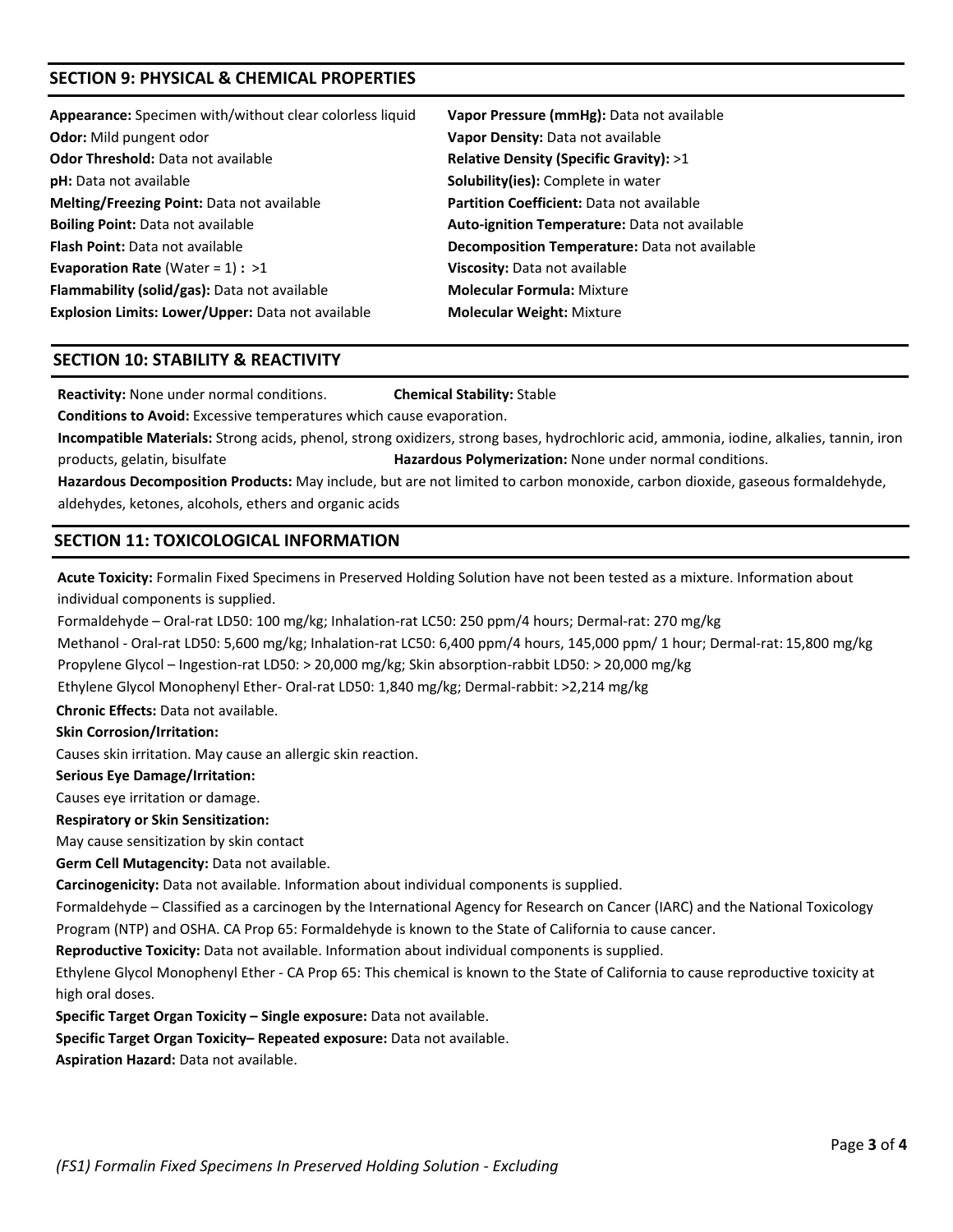## SECTION 9: PHYSICAL & CHEMICAL PROPERTIES

**Appearance:** Specimen with/without clear colorless liquid
**Odor:** Mild pungent odor
**Odor Threshold:** Data not available
**pH:** Data not available
**Melting/Freezing Point:** Data not available
**Boiling Point:** Data not available
**Flash Point:** Data not available
**Evaporation Rate** (Water = 1) **:** >1
**Flammability (solid/gas):** Data not available
**Explosion Limits: Lower/Upper:** Data not available
**Vapor Pressure (mmHg):** Data not available
**Vapor Density:** Data not available
**Relative Density (Specific Gravity):** >1
**Solubility(ies):** Complete in water
**Partition Coefficient:** Data not available
**Auto-ignition Temperature:** Data not available
**Decomposition Temperature:** Data not available
**Viscosity:** Data not available
**Molecular Formula:** Mixture
**Molecular Weight:** Mixture

## SECTION 10: STABILITY & REACTIVITY

**Reactivity:** None under normal conditions.
**Chemical Stability:** Stable
**Conditions to Avoid:** Excessive temperatures which cause evaporation.
**Incompatible Materials:** Strong acids, phenol, strong oxidizers, strong bases, hydrochloric acid, ammonia, iodine, alkalies, tannin, iron products, gelatin, bisulfate
**Hazardous Polymerization:** None under normal conditions.
**Hazardous Decomposition Products:** May include, but are not limited to carbon monoxide, carbon dioxide, gaseous formaldehyde, aldehydes, ketones, alcohols, ethers and organic acids

## SECTION 11: TOXICOLOGICAL INFORMATION

**Acute Toxicity:** Formalin Fixed Specimens in Preserved Holding Solution have not been tested as a mixture. Information about individual components is supplied.
Formaldehyde – Oral-rat LD50: 100 mg/kg; Inhalation-rat LC50: 250 ppm/4 hours; Dermal-rat: 270 mg/kg
Methanol - Oral-rat LD50: 5,600 mg/kg; Inhalation-rat LC50: 6,400 ppm/4 hours, 145,000 ppm/ 1 hour; Dermal-rat: 15,800 mg/kg
Propylene Glycol – Ingestion-rat LD50: > 20,000 mg/kg; Skin absorption-rabbit LD50: > 20,000 mg/kg
Ethylene Glycol Monophenyl Ether- Oral-rat LD50: 1,840 mg/kg; Dermal-rabbit: >2,214 mg/kg
**Chronic Effects:** Data not available.
**Skin Corrosion/Irritation:**
Causes skin irritation. May cause an allergic skin reaction.
**Serious Eye Damage/Irritation:**
Causes eye irritation or damage.
**Respiratory or Skin Sensitization:**
May cause sensitization by skin contact
**Germ Cell Mutagencity:** Data not available.
**Carcinogenicity:** Data not available. Information about individual components is supplied.
Formaldehyde – Classified as a carcinogen by the International Agency for Research on Cancer (IARC) and the National Toxicology Program (NTP) and OSHA. CA Prop 65: Formaldehyde is known to the State of California to cause cancer.
**Reproductive Toxicity:** Data not available. Information about individual components is supplied.
Ethylene Glycol Monophenyl Ether - CA Prop 65: This chemical is known to the State of California to cause reproductive toxicity at high oral doses.
**Specific Target Organ Toxicity – Single exposure:** Data not available.
**Specific Target Organ Toxicity– Repeated exposure:** Data not available.
**Aspiration Hazard:** Data not available.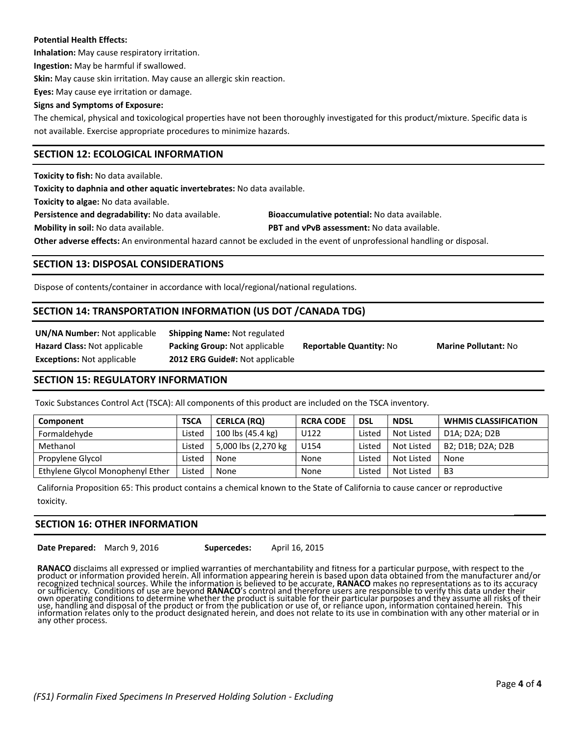**Potential Health Effects:**

**Inhalation:** May cause respiratory irritation.

**Ingestion:** May be harmful if swallowed.

**Skin:** May cause skin irritation. May cause an allergic skin reaction.

**Eyes:** May cause eye irritation or damage.

**Signs and Symptoms of Exposure:**

The chemical, physical and toxicological properties have not been thoroughly investigated for this product/mixture. Specific data is not available. Exercise appropriate procedures to minimize hazards.

## SECTION 12: ECOLOGICAL INFORMATION

**Toxicity to fish:** No data available.

**Toxicity to daphnia and other aquatic invertebrates:** No data available.

**Toxicity to algae:** No data available.

**Persistence and degradability:** No data available.

**Bioaccumulative potential:** No data available.

**Mobility in soil:** No data available.

**PBT and vPvB assessment:** No data available.

**Other adverse effects:** An environmental hazard cannot be excluded in the event of unprofessional handling or disposal.

## SECTION 13: DISPOSAL CONSIDERATIONS

Dispose of contents/container in accordance with local/regional/national regulations.

## SECTION 14: TRANSPORTATION INFORMATION (US DOT /CANADA TDG)

**UN/NA Number:** Not applicable

**Shipping Name:** Not regulated

**Hazard Class:** Not applicable

**Packing Group:** Not applicable

**Reportable Quantity:** No

**Marine Pollutant:** No

**Exceptions:** Not applicable

**2012 ERG Guide#:** Not applicable

## SECTION 15: REGULATORY INFORMATION

Toxic Substances Control Act (TSCA): All components of this product are included on the TSCA inventory.

| Component | TSCA | CERLCA (RQ) | RCRA CODE | DSL | NDSL | WHMIS CLASSIFICATION |
|---|---|---|---|---|---|---|
| Formaldehyde | Listed | 100 lbs (45.4 kg) | U122 | Listed | Not Listed | D1A; D2A; D2B |
| Methanol | Listed | 5,000 lbs (2,270 kg | U154 | Listed | Not Listed | B2; D1B; D2A; D2B |
| Propylene Glycol | Listed | None | None | Listed | Not Listed | None |
| Ethylene Glycol Monophenyl Ether | Listed | None | None | Listed | Not Listed | B3 |

California Proposition 65: This product contains a chemical known to the State of California to cause cancer or reproductive toxicity.

## SECTION 16: OTHER INFORMATION

**Date Prepared:** March 9, 2016 **Supercedes:** April 16, 2015

**RANACO** disclaims all expressed or implied warranties of merchantability and fitness for a particular purpose, with respect to the product or information provided herein. All information appearing herein is based upon data obtained from the manufacturer and/or recognized technical sources. While the information is believed to be accurate, **RANACO** makes no representations as to its accuracy or sufficiency. Conditions of use are beyond **RANACO**'s control and therefore users are responsible to verify this data under their own operating conditions to determine whether the product is suitable for their particular purposes and they assume all risks of their use, handling and disposal of the product or from the publication or use of, or reliance upon, information contained herein. This information relates only to the product designated herein, and does not relate to its use in combination with any other material or in any other process.